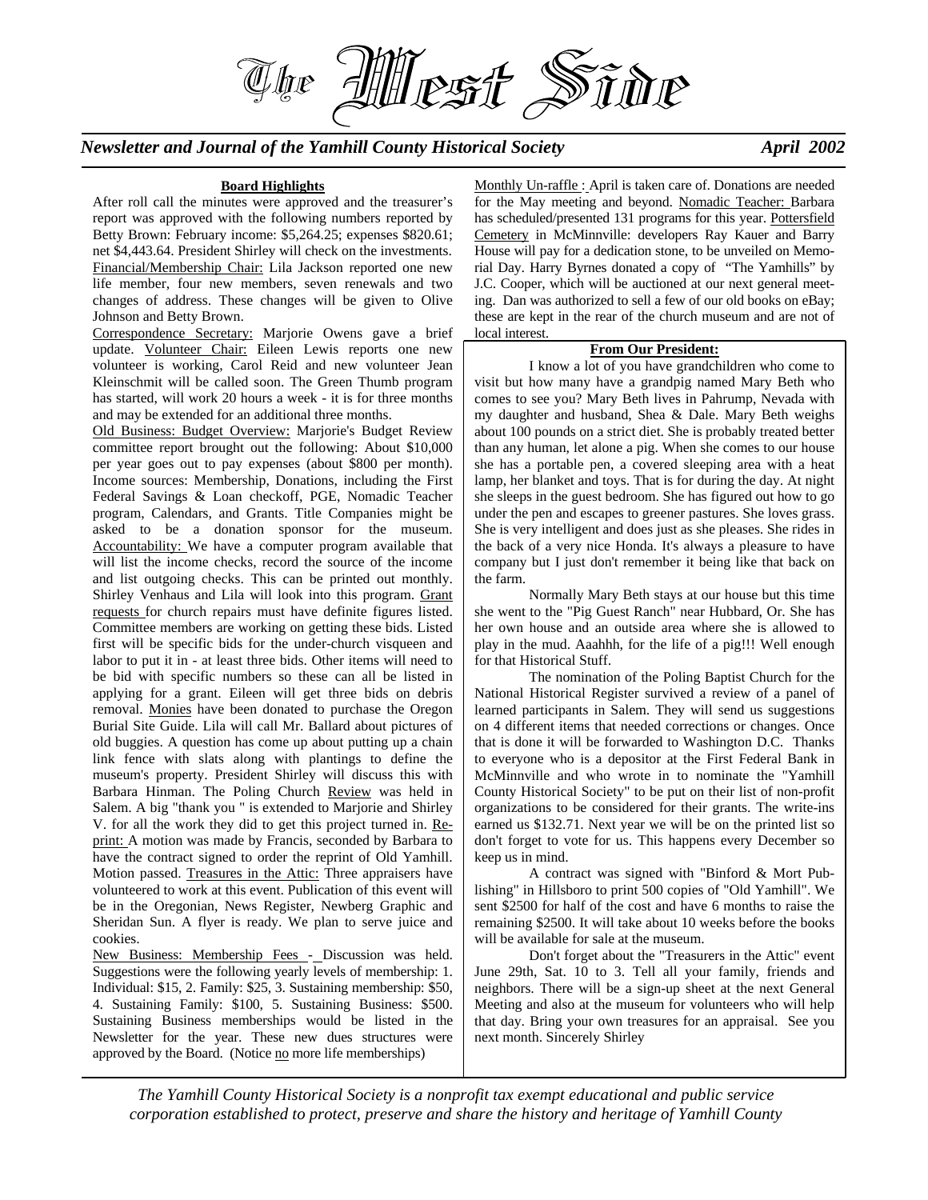# The West Side

*Newsletter and Journal of the Yamhill County Historical Society* *April 2002*

## Board Highlights

After roll call the minutes were approved and the treasurer's report was approved with the following numbers reported by Betty Brown: February income: $5,264.25; expenses $820.61; net $4,443.64. President Shirley will check on the investments. Financial/Membership Chair: Lila Jackson reported one new life member, four new members, seven renewals and two changes of address. These changes will be given to Olive Johnson and Betty Brown.

Correspondence Secretary: Marjorie Owens gave a brief update. Volunteer Chair: Eileen Lewis reports one new volunteer is working, Carol Reid and new volunteer Jean Kleinschmit will be called soon. The Green Thumb program has started, will work 20 hours a week - it is for three months and may be extended for an additional three months.

Old Business: Budget Overview: Marjorie's Budget Review committee report brought out the following: About $10,000 per year goes out to pay expenses (about $800 per month). Income sources: Membership, Donations, including the First Federal Savings & Loan checkoff, PGE, Nomadic Teacher program, Calendars, and Grants. Title Companies might be asked to be a donation sponsor for the museum. Accountability: We have a computer program available that will list the income checks, record the source of the income and list outgoing checks. This can be printed out monthly. Shirley Venhaus and Lila will look into this program. Grant requests for church repairs must have definite figures listed. Committee members are working on getting these bids. Listed first will be specific bids for the under-church visqueen and labor to put it in - at least three bids. Other items will need to be bid with specific numbers so these can all be listed in applying for a grant. Eileen will get three bids on debris removal. Monies have been donated to purchase the Oregon Burial Site Guide. Lila will call Mr. Ballard about pictures of old buggies. A question has come up about putting up a chain link fence with slats along with plantings to define the museum's property. President Shirley will discuss this with Barbara Hinman. The Poling Church Review was held in Salem. A big "thank you " is extended to Marjorie and Shirley V. for all the work they did to get this project turned in. Reprint: A motion was made by Francis, seconded by Barbara to have the contract signed to order the reprint of Old Yamhill. Motion passed. Treasures in the Attic: Three appraisers have volunteered to work at this event. Publication of this event will be in the Oregonian, News Register, Newberg Graphic and Sheridan Sun. A flyer is ready. We plan to serve juice and cookies.

New Business: Membership Fees - Discussion was held. Suggestions were the following yearly levels of membership: 1. Individual: $15, 2. Family: $25, 3. Sustaining membership: $50, 4. Sustaining Family: $100, 5. Sustaining Business: $500. Sustaining Business memberships would be listed in the Newsletter for the year. These new dues structures were approved by the Board. (Notice no more life memberships)

Monthly Un-raffle : April is taken care of. Donations are needed for the May meeting and beyond. Nomadic Teacher: Barbara has scheduled/presented 131 programs for this year. Pottersfield Cemetery in McMinnville: developers Ray Kauer and Barry House will pay for a dedication stone, to be unveiled on Memorial Day. Harry Byrnes donated a copy of "The Yamhills" by J.C. Cooper, which will be auctioned at our next general meeting. Dan was authorized to sell a few of our old books on eBay; these are kept in the rear of the church museum and are not of local interest.

## From Our President:

I know a lot of you have grandchildren who come to visit but how many have a grandpig named Mary Beth who comes to see you? Mary Beth lives in Pahrump, Nevada with my daughter and husband, Shea & Dale. Mary Beth weighs about 100 pounds on a strict diet. She is probably treated better than any human, let alone a pig. When she comes to our house she has a portable pen, a covered sleeping area with a heat lamp, her blanket and toys. That is for during the day. At night she sleeps in the guest bedroom. She has figured out how to go under the pen and escapes to greener pastures. She loves grass. She is very intelligent and does just as she pleases. She rides in the back of a very nice Honda. It's always a pleasure to have company but I just don't remember it being like that back on the farm.

Normally Mary Beth stays at our house but this time she went to the "Pig Guest Ranch" near Hubbard, Or. She has her own house and an outside area where she is allowed to play in the mud. Aaahhh, for the life of a pig!!! Well enough for that Historical Stuff.

The nomination of the Poling Baptist Church for the National Historical Register survived a review of a panel of learned participants in Salem. They will send us suggestions on 4 different items that needed corrections or changes. Once that is done it will be forwarded to Washington D.C. Thanks to everyone who is a depositor at the First Federal Bank in McMinnville and who wrote in to nominate the "Yamhill County Historical Society" to be put on their list of non-profit organizations to be considered for their grants. The write-ins earned us $132.71. Next year we will be on the printed list so don't forget to vote for us. This happens every December so keep us in mind.

A contract was signed with "Binford & Mort Publishing" in Hillsboro to print 500 copies of "Old Yamhill". We sent $2500 for half of the cost and have 6 months to raise the remaining $2500. It will take about 10 weeks before the books will be available for sale at the museum.

Don't forget about the "Treasurers in the Attic" event June 29th, Sat. 10 to 3. Tell all your family, friends and neighbors. There will be a sign-up sheet at the next General Meeting and also at the museum for volunteers who will help that day. Bring your own treasures for an appraisal. See you next month. Sincerely Shirley

*The Yamhill County Historical Society is a nonprofit tax exempt educational and public service corporation established to protect, preserve and share the history and heritage of Yamhill County*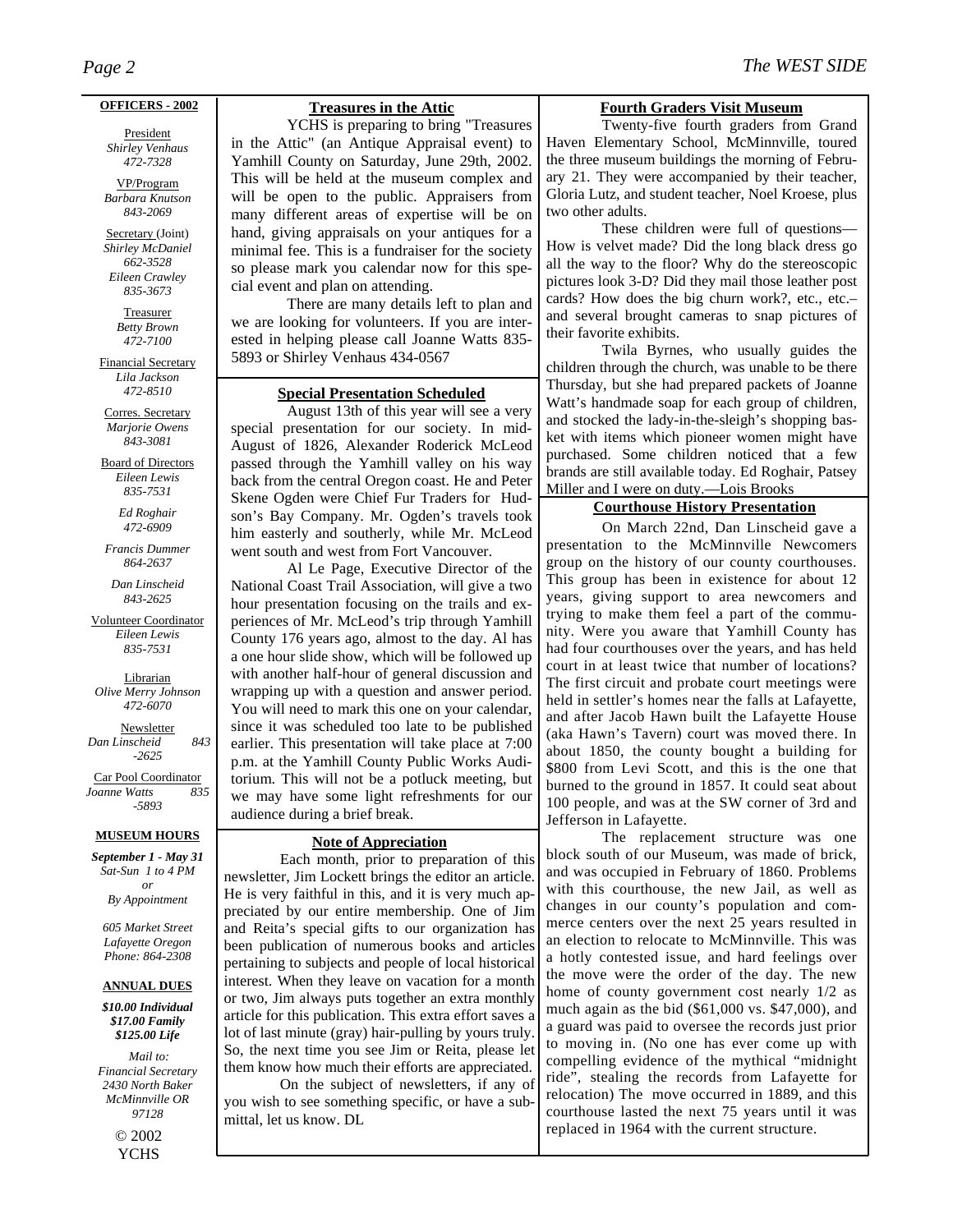**OFFICERS - 2002**

President
*Shirley Venhaus*
*472-7328*

VP/Program
*Barbara Knutson*
*843-2069*

Secretary (Joint)
*Shirley McDaniel*
*662-3528*
*Eileen Crawley*
*835-3673*

Treasurer
*Betty Brown*
*472-7100*

Financial Secretary
*Lila Jackson*
*472-8510*

Corres. Secretary
*Marjorie Owens*
*843-3081*

Board of Directors
*Eileen Lewis*
*835-7531*

*Ed Roghair*
*472-6909*

*Francis Dummer*
*864-2637*

*Dan Linscheid*
*843-2625*

Volunteer Coordinator
*Eileen Lewis*
*835-7531*

Librarian
*Olive Merry Johnson*
*472-6070*

Newsletter
*Dan Linscheid 843-2625*

Car Pool Coordinator
*Joanne Watts 835-5893*

**MUSEUM HOURS**

***September 1 - May 31***
*Sat-Sun 1 to 4 PM*
*or*
*By Appointment*

*605 Market Street*
*Lafayette Oregon*
*Phone: 864-2308*

**ANNUAL DUES**

***$10.00 Individual***
***$17.00 Family***
***$125.00 Life***

*Mail to:*
*Financial Secretary*
*2430 North Baker*
*McMinnville OR*
*97128*

© 2002
YCHS

## Treasures in the Attic

YCHS is preparing to bring "Treasures in the Attic" (an Antique Appraisal event) to Yamhill County on Saturday, June 29th, 2002. This will be held at the museum complex and will be open to the public. Appraisers from many different areas of expertise will be on hand, giving appraisals on your antiques for a minimal fee. This is a fundraiser for the society so please mark you calendar now for this special event and plan on attending.

There are many details left to plan and we are looking for volunteers. If you are interested in helping please call Joanne Watts 835-5893 or Shirley Venhaus 434-0567

## Special Presentation Scheduled

August 13th of this year will see a very special presentation for our society. In mid-August of 1826, Alexander Roderick McLeod passed through the Yamhill valley on his way back from the central Oregon coast. He and Peter Skene Ogden were Chief Fur Traders for Hudson's Bay Company. Mr. Ogden's travels took him easterly and southerly, while Mr. McLeod went south and west from Fort Vancouver.

Al Le Page, Executive Director of the National Coast Trail Association, will give a two hour presentation focusing on the trails and experiences of Mr. McLeod's trip through Yamhill County 176 years ago, almost to the day. Al has a one hour slide show, which will be followed up with another half-hour of general discussion and wrapping up with a question and answer period. You will need to mark this one on your calendar, since it was scheduled too late to be published earlier. This presentation will take place at 7:00 p.m. at the Yamhill County Public Works Auditorium. This will not be a potluck meeting, but we may have some light refreshments for our audience during a brief break.

## Note of Appreciation

Each month, prior to preparation of this newsletter, Jim Lockett brings the editor an article. He is very faithful in this, and it is very much appreciated by our entire membership. One of Jim and Reita's special gifts to our organization has been publication of numerous books and articles pertaining to subjects and people of local historical interest. When they leave on vacation for a month or two, Jim always puts together an extra monthly article for this publication. This extra effort saves a lot of last minute (gray) hair-pulling by yours truly. So, the next time you see Jim or Reita, please let them know how much their efforts are appreciated.

On the subject of newsletters, if any of you wish to see something specific, or have a submittal, let us know. DL

## Fourth Graders Visit Museum

Twenty-five fourth graders from Grand Haven Elementary School, McMinnville, toured the three museum buildings the morning of February 21. They were accompanied by their teacher, Gloria Lutz, and student teacher, Noel Kroese, plus two other adults.

These children were full of questions—How is velvet made? Did the long black dress go all the way to the floor? Why do the stereoscopic pictures look 3-D? Did they mail those leather post cards? How does the big churn work?, etc., etc.–and several brought cameras to snap pictures of their favorite exhibits.

Twila Byrnes, who usually guides the children through the church, was unable to be there Thursday, but she had prepared packets of Joanne Watt's handmade soap for each group of children, and stocked the lady-in-the-sleigh's shopping basket with items which pioneer women might have purchased. Some children noticed that a few brands are still available today. Ed Roghair, Patsey Miller and I were on duty.—Lois Brooks

## Courthouse History Presentation

On March 22nd, Dan Linscheid gave a presentation to the McMinnville Newcomers group on the history of our county courthouses. This group has been in existence for about 12 years, giving support to area newcomers and trying to make them feel a part of the community. Were you aware that Yamhill County has had four courthouses over the years, and has held court in at least twice that number of locations? The first circuit and probate court meetings were held in settler's homes near the falls at Lafayette, and after Jacob Hawn built the Lafayette House (aka Hawn's Tavern) court was moved there. In about 1850, the county bought a building for $800 from Levi Scott, and this is the one that burned to the ground in 1857. It could seat about 100 people, and was at the SW corner of 3rd and Jefferson in Lafayette.

The replacement structure was one block south of our Museum, was made of brick, and was occupied in February of 1860. Problems with this courthouse, the new Jail, as well as changes in our county's population and commerce centers over the next 25 years resulted in an election to relocate to McMinnville. This was a hotly contested issue, and hard feelings over the move were the order of the day. The new home of county government cost nearly 1/2 as much again as the bid ($61,000 vs. $47,000), and a guard was paid to oversee the records just prior to moving in. (No one has ever come up with compelling evidence of the mythical "midnight ride", stealing the records from Lafayette for relocation) The move occurred in 1889, and this courthouse lasted the next 75 years until it was replaced in 1964 with the current structure.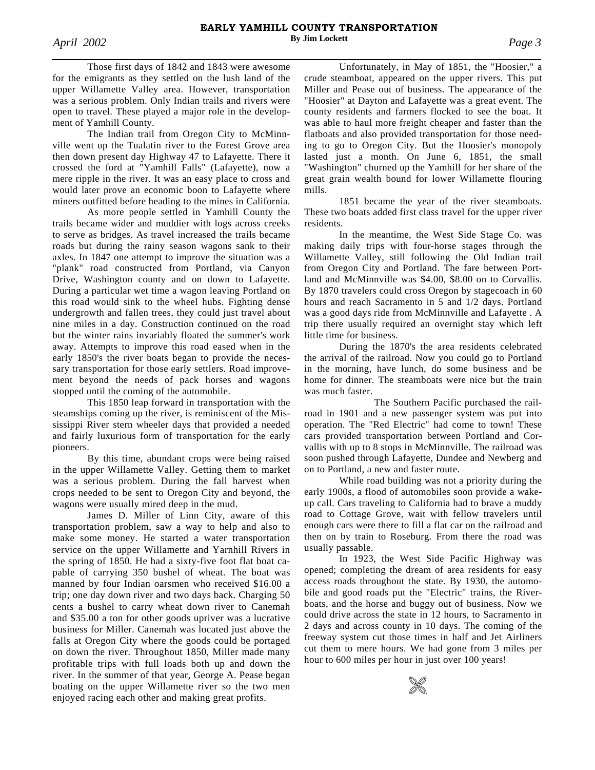# EARLY YAMHILL COUNTY TRANSPORTATION

**By Jim Lockett**

Those first days of 1842 and 1843 were awesome for the emigrants as they settled on the lush land of the upper Willamette Valley area. However, transportation was a serious problem. Only Indian trails and rivers were open to travel. These played a major role in the development of Yamhill County.

The Indian trail from Oregon City to McMinnville went up the Tualatin river to the Forest Grove area then down present day Highway 47 to Lafayette. There it crossed the ford at "Yamhill Falls" (Lafayette), now a mere ripple in the river. It was an easy place to cross and would later prove an economic boon to Lafayette where miners outfitted before heading to the mines in California.

As more people settled in Yamhill County the trails became wider and muddier with logs across creeks to serve as bridges. As travel increased the trails became roads but during the rainy season wagons sank to their axles. In 1847 one attempt to improve the situation was a "plank" road constructed from Portland, via Canyon Drive, Washington county and on down to Lafayette. During a particular wet time a wagon leaving Portland on this road would sink to the wheel hubs. Fighting dense undergrowth and fallen trees, they could just travel about nine miles in a day. Construction continued on the road but the winter rains invariably floated the summer's work away. Attempts to improve this road eased when in the early 1850's the river boats began to provide the necessary transportation for those early settlers. Road improvement beyond the needs of pack horses and wagons stopped until the coming of the automobile.

This 1850 leap forward in transportation with the steamships coming up the river, is reminiscent of the Mississippi River stern wheeler days that provided a needed and fairly luxurious form of transportation for the early pioneers.

By this time, abundant crops were being raised in the upper Willamette Valley. Getting them to market was a serious problem. During the fall harvest when crops needed to be sent to Oregon City and beyond, the wagons were usually mired deep in the mud.

James D. Miller of Linn City, aware of this transportation problem, saw a way to help and also to make some money. He started a water transportation service on the upper Willamette and Yarnhill Rivers in the spring of 1850. He had a sixty-five foot flat boat capable of carrying 350 bushel of wheat. The boat was manned by four Indian oarsmen who received $16.00 a trip; one day down river and two days back. Charging 50 cents a bushel to carry wheat down river to Canemah and $35.00 a ton for other goods upriver was a lucrative business for Miller. Canemah was located just above the falls at Oregon City where the goods could be portaged on down the river. Throughout 1850, Miller made many profitable trips with full loads both up and down the river. In the summer of that year, George A. Pease began boating on the upper Willamette river so the two men enjoyed racing each other and making great profits.

Unfortunately, in May of 1851, the "Hoosier," a crude steamboat, appeared on the upper rivers. This put Miller and Pease out of business. The appearance of the "Hoosier" at Dayton and Lafayette was a great event. The county residents and farmers flocked to see the boat. It was able to haul more freight cheaper and faster than the flatboats and also provided transportation for those needing to go to Oregon City. But the Hoosier's monopoly lasted just a month. On June 6, 1851, the small "Washington" churned up the Yamhill for her share of the great grain wealth bound for lower Willamette flouring mills.

1851 became the year of the river steamboats. These two boats added first class travel for the upper river residents.

In the meantime, the West Side Stage Co. was making daily trips with four-horse stages through the Willamette Valley, still following the Old Indian trail from Oregon City and Portland. The fare between Portland and McMinnville was $4.00, $8.00 on to Corvallis. By 1870 travelers could cross Oregon by stagecoach in 60 hours and reach Sacramento in 5 and 1/2 days. Portland was a good days ride from McMinnville and Lafayette . A trip there usually required an overnight stay which left little time for business.

During the 1870's the area residents celebrated the arrival of the railroad. Now you could go to Portland in the morning, have lunch, do some business and be home for dinner. The steamboats were nice but the train was much faster.

The Southern Pacific purchased the railroad in 1901 and a new passenger system was put into operation. The "Red Electric" had come to town! These cars provided transportation between Portland and Corvallis with up to 8 stops in McMinnville. The railroad was soon pushed through Lafayette, Dundee and Newberg and on to Portland, a new and faster route.

While road building was not a priority during the early 1900s, a flood of automobiles soon provide a wake-up call. Cars traveling to California had to brave a muddy road to Cottage Grove, wait with fellow travelers until enough cars were there to fill a flat car on the railroad and then on by train to Roseburg. From there the road was usually passable.

In 1923, the West Side Pacific Highway was opened; completing the dream of area residents for easy access roads throughout the state. By 1930, the automobile and good roads put the "Electric" trains, the Riverboats, and the horse and buggy out of business. Now we could drive across the state in 12 hours, to Sacramento in 2 days and across county in 10 days. The coming of the freeway system cut those times in half and Jet Airliners cut them to mere hours. We had gone from 3 miles per hour to 600 miles per hour in just over 100 years!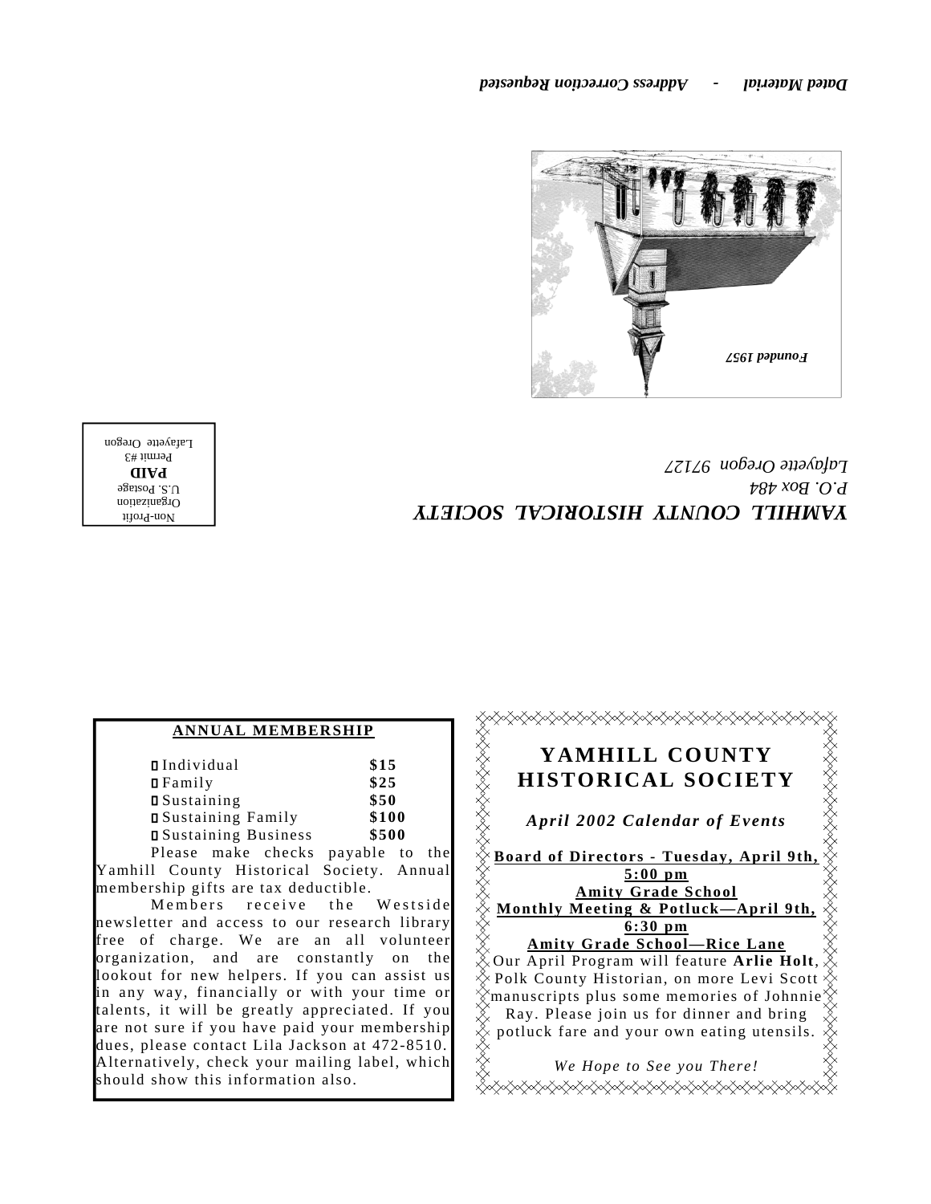*Dated Material - Address Correction Requested*

*Founded 1957*

***YAMHILL COUNTY HISTORICAL SOCIETY***

*P.O. Box 484*

*Lafayette Oregon 97127*

Non-Profit
Organization
U.S. Postage
**PAID**
Permit #3
Lafayette Oregon

**ANNUAL MEMBERSHIP**

| | |
|---|---|
| ▯ Individual | **$15** |
| ▯ Family | **$25** |
| ▯ Sustaining | **$50** |
| ▯ Sustaining Family | **$100** |
| ▯ Sustaining Business | **$500** |

Please make checks payable to the Yamhill County Historical Society. Annual membership gifts are tax deductible.

Members receive the Westside newsletter and access to our research library free of charge. We are an all volunteer organization, and are constantly on the lookout for new helpers. If you can assist us in any way, financially or with your time or talents, it will be greatly appreciated. If you are not sure if you have paid your membership dues, please contact Lila Jackson at 472-8510. Alternatively, check your mailing label, which should show this information also.

## YAMHILL COUNTY HISTORICAL SOCIETY

*April 2002 Calendar of Events*

**Board of Directors - Tuesday, April 9th, 5:00 pm**
**Amity Grade School**
**Monthly Meeting & Potluck—April 9th, 6:30 pm**
**Amity Grade School—Rice Lane**

Our April Program will feature **Arlie Holt**, Polk County Historian, on more Levi Scott manuscripts plus some memories of Johnnie Ray. Please join us for dinner and bring potluck fare and your own eating utensils.

*We Hope to See you There!*